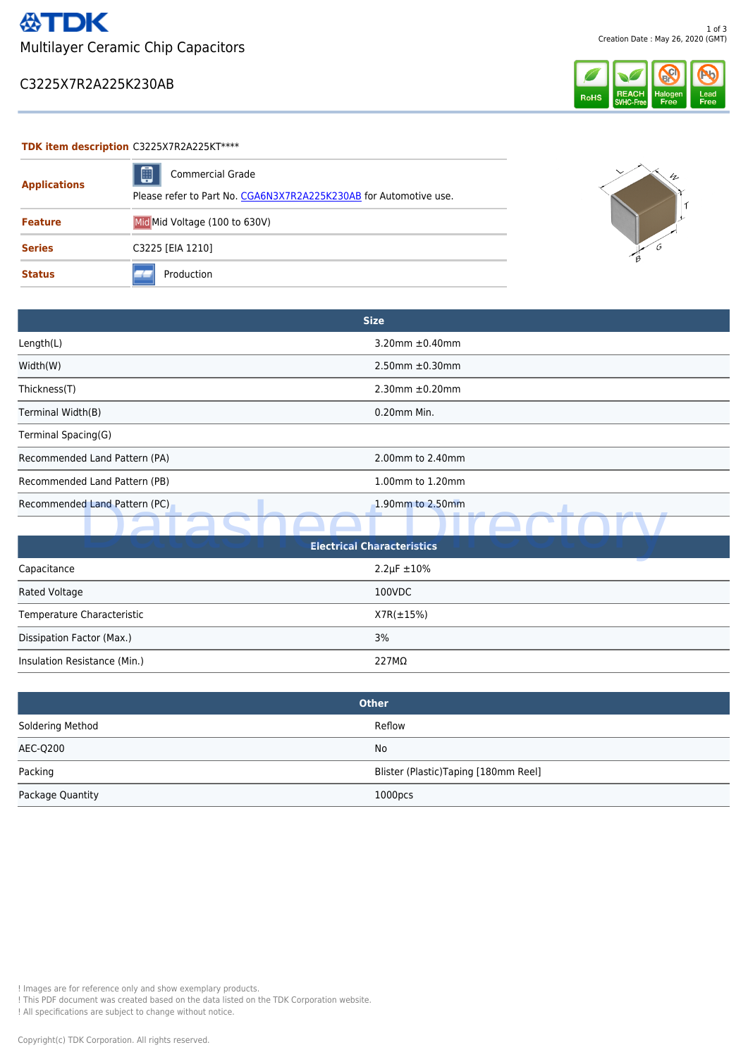# TDK

Multilayer Ceramic Chip Capacitors

## C3225X7R2A225K230AB

RoHS | REACH SVHC-Free | Halogen Free | Lead Free

| | |
|---|---|
| **TDK item description** | C3225X7R2A225KT**** |
| **Applications** | Commercial Grade<br>Please refer to Part No. CGA6N3X7R2A225K230AB for Automotive use. |
| **Feature** | Mid Mid Voltage (100 to 630V) |
| **Series** | C3225 [EIA 1210] |
| **Status** | Production |

| Size | |
|---|---|
| Length(L) | 3.20mm ±0.40mm |
| Width(W) | 2.50mm ±0.30mm |
| Thickness(T) | 2.30mm ±0.20mm |
| Terminal Width(B) | 0.20mm Min. |
| Terminal Spacing(G) | |
| Recommended Land Pattern (PA) | 2.00mm to 2.40mm |
| Recommended Land Pattern (PB) | 1.00mm to 1.20mm |
| Recommended Land Pattern (PC) | 1.90mm to 2.50mm |

| Electrical Characteristics | |
|---|---|
| Capacitance | 2.2μF ±10% |
| Rated Voltage | 100VDC |
| Temperature Characteristic | X7R(±15%) |
| Dissipation Factor (Max.) | 3% |
| Insulation Resistance (Min.) | 227MΩ |

| Other | |
|---|---|
| Soldering Method | Reflow |
| AEC-Q200 | No |
| Packing | Blister (Plastic)Taping [180mm Reel] |
| Package Quantity | 1000pcs |

! Images are for reference only and show exemplary products.
! This PDF document was created based on the data listed on the TDK Corporation website.
! All specifications are subject to change without notice.

Copyright(c) TDK Corporation. All rights reserved.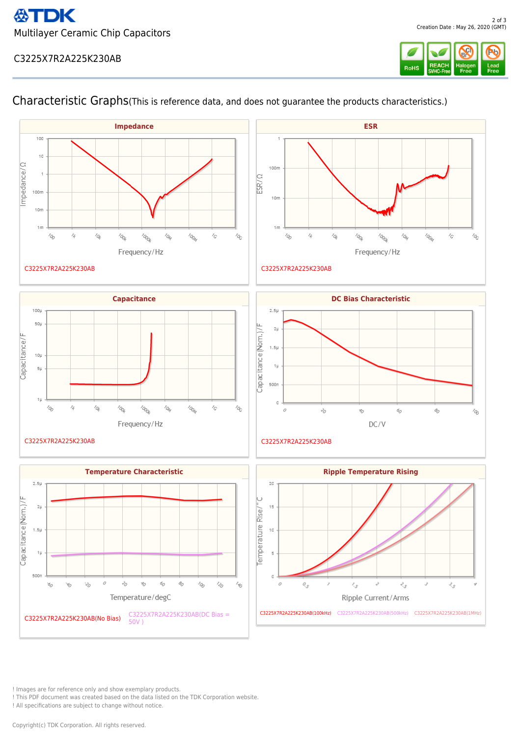Multilayer Ceramic Chip Capacitors

C3225X7R2A225K230AB

RoHS | REACH SVHC-Free | Halogen Free | Lead Free

## Characteristic Graphs(This is reference data, and does not guarantee the products characteristics.)

### Impedance

Impedance/Ω

Frequency/Hz

C3225X7R2A225K230AB

### ESR

ESR/Ω

Frequency/Hz

C3225X7R2A225K230AB

### Capacitance

Capacitance/F

Frequency/Hz

C3225X7R2A225K230AB

### DC Bias Characteristic

Capacitance(Nom.)/F

DC/V

C3225X7R2A225K230AB

### Temperature Characteristic

Capacitance(Nom.)/F

Temperature/degC

C3225X7R2A225K230AB(No Bias) C3225X7R2A225K230AB(DC Bias = 50V )

### Ripple Temperature Rising

Temperature Rise/°C

Ripple Current/Arms

C3225X7R2A225K230AB(100kHz) C3225X7R2A225K230AB(500kHz) C3225X7R2A225K230AB(1MHz)

! Images are for reference only and show exemplary products.
! This PDF document was created based on the data listed on the TDK Corporation website.
! All specifications are subject to change without notice.

Copyright(c) TDK Corporation. All rights reserved.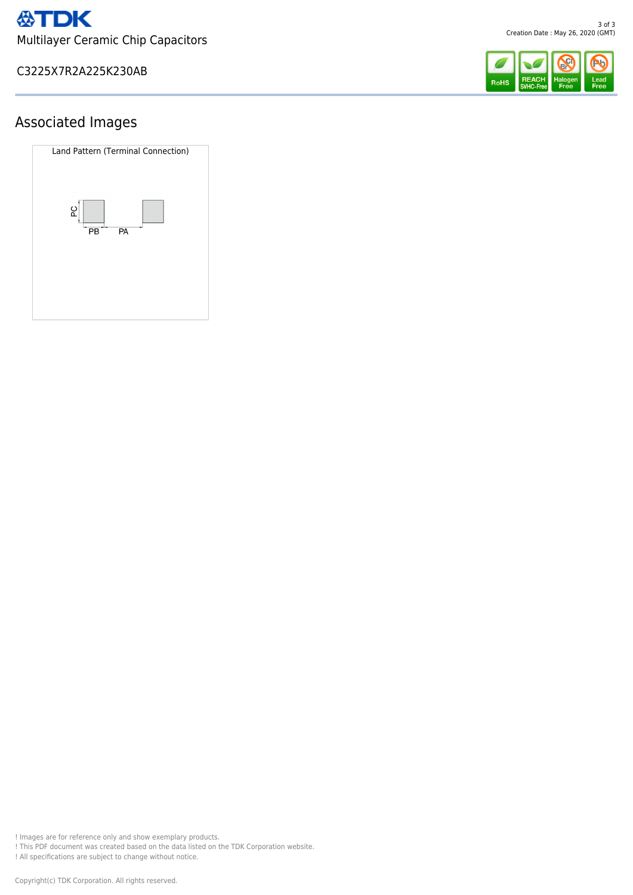# Multilayer Ceramic Chip Capacitors

C3225X7R2A225K230AB

## Associated Images

Land Pattern (Terminal Connection)

PC

PB

PA

! Images are for reference only and show exemplary products.
! This PDF document was created based on the data listed on the TDK Corporation website.
! All specifications are subject to change without notice.

Copyright(c) TDK Corporation. All rights reserved.